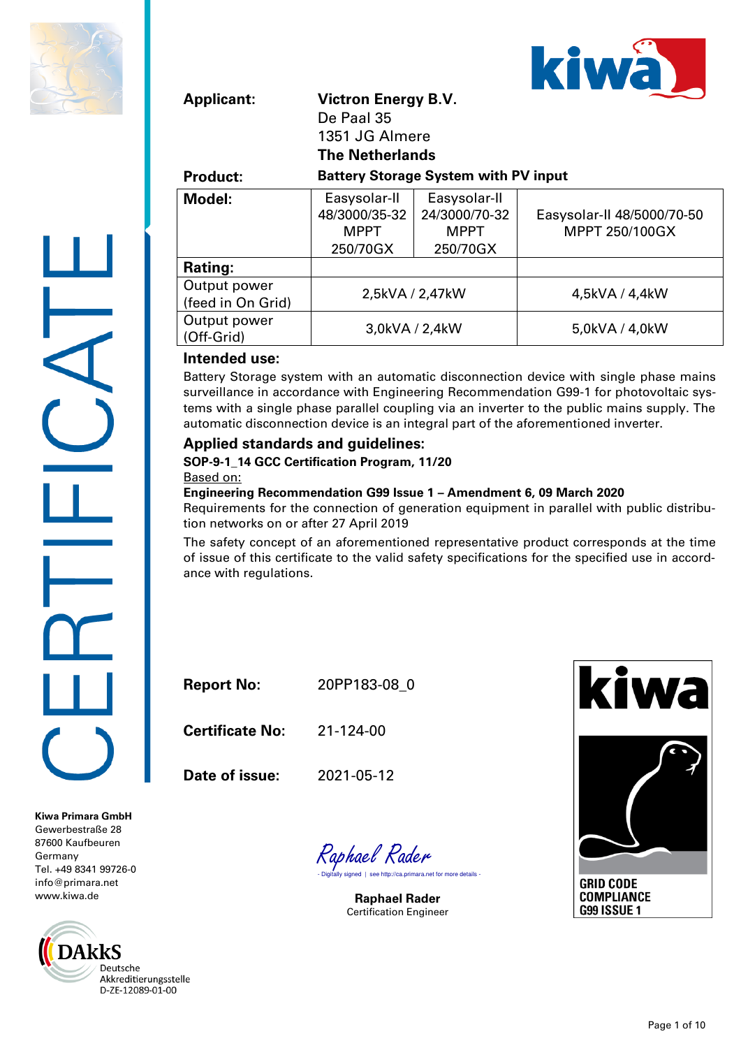# CERTIFICATE

**Applicant:** **Victron Energy B.V.**
De Paal 35
1351 JG Almere
**The Netherlands**

**Product:** **Battery Storage System with PV input**

| **Model:** | Easysolar-II 48/3000/35-32 MPPT 250/70GX | Easysolar-II 24/3000/70-32 MPPT 250/70GX | Easysolar-II 48/5000/70-50 MPPT 250/100GX |
|---|---|---|---|
| **Rating:** | | | |
| Output power (feed in On Grid) | 2,5kVA / 2,47kW | | 4,5kVA / 4,4kW |
| Output power (Off-Grid) | 3,0kVA / 2,4kW | | 5,0kVA / 4,0kW |

## Intended use:

Battery Storage system with an automatic disconnection device with single phase mains surveillance in accordance with Engineering Recommendation G99-1 for photovoltaic systems with a single phase parallel coupling via an inverter to the public mains supply. The automatic disconnection device is an integral part of the aforementioned inverter.

## Applied standards and guidelines:

**SOP-9-1_14 GCC Certification Program, 11/20**

Based on:

**Engineering Recommendation G99 Issue 1 – Amendment 6, 09 March 2020**
Requirements for the connection of generation equipment in parallel with public distribution networks on or after 27 April 2019

The safety concept of an aforementioned representative product corresponds at the time of issue of this certificate to the valid safety specifications for the specified use in accordance with regulations.

**Report No:** 20PP183-08_0

**Certificate No:** 21-124-00

**Date of issue:** 2021-05-12

Raphael Rader
- Digitally signed | see http://ca.primara.net for more details -

**Raphael Rader**
Certification Engineer

kiwa
GRID CODE COMPLIANCE G99 ISSUE 1

**Kiwa Primara GmbH**
Gewerbestraße 28
87600 Kaufbeuren
Germany
Tel. +49 8341 99726-0
info@primara.net
www.kiwa.de

DAkkS
Deutsche Akkreditierungsstelle
D-ZE-12089-01-00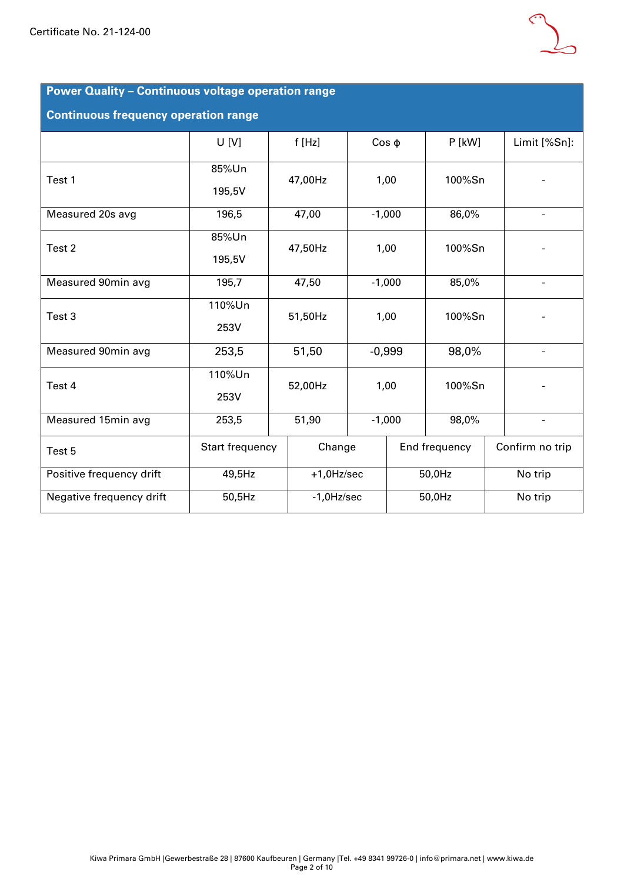| Power Quality – Continuous voltage operation range<br>Continuous frequency operation range | | | | | |
|---|---|---|---|---|---|
| | U [V] | f [Hz] | Cos φ | P [kW] | Limit [%Sn]: |
| Test 1 | 85%Un<br>195,5V | 47,00Hz | 1,00 | 100%Sn | - |
| Measured 20s avg | 196,5 | 47,00 | -1,000 | 86,0% | - |
| Test 2 | 85%Un<br>195,5V | 47,50Hz | 1,00 | 100%Sn | - |
| Measured 90min avg | 195,7 | 47,50 | -1,000 | 85,0% | - |
| Test 3 | 110%Un<br>253V | 51,50Hz | 1,00 | 100%Sn | - |
| Measured 90min avg | 253,5 | 51,50 | -0,999 | 98,0% | - |
| Test 4 | 110%Un<br>253V | 52,00Hz | 1,00 | 100%Sn | - |
| Measured 15min avg | 253,5 | 51,90 | -1,000 | 98,0% | - |

| Test 5 | Start frequency | Change | End frequency | Confirm no trip |
|---|---|---|---|---|
| Positive frequency drift | 49,5Hz | +1,0Hz/sec | 50,0Hz | No trip |
| Negative frequency drift | 50,5Hz | -1,0Hz/sec | 50,0Hz | No trip |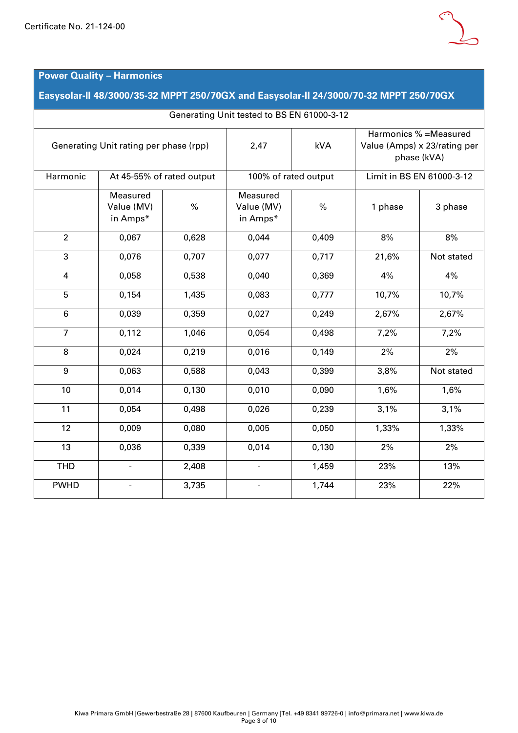Certificate No. 21-124-00

## Power Quality – Harmonics

## Easysolar-II 48/3000/35-32 MPPT 250/70GX and Easysolar-II 24/3000/70-32 MPPT 250/70GX

| Generating Unit tested to BS EN 61000-3-12 | | | | | | |
|---|---|---|---|---|---|---|
| Generating Unit rating per phase (rpp) | | | 2,47 | kVA | Harmonics % =Measured Value (Amps) x 23/rating per phase (kVA) | |
| Harmonic | At 45-55% of rated output | | 100% of rated output | | Limit in BS EN 61000-3-12 | |
| | Measured Value (MV) in Amps* | % | Measured Value (MV) in Amps* | % | 1 phase | 3 phase |
| 2 | 0,067 | 0,628 | 0,044 | 0,409 | 8% | 8% |
| 3 | 0,076 | 0,707 | 0,077 | 0,717 | 21,6% | Not stated |
| 4 | 0,058 | 0,538 | 0,040 | 0,369 | 4% | 4% |
| 5 | 0,154 | 1,435 | 0,083 | 0,777 | 10,7% | 10,7% |
| 6 | 0,039 | 0,359 | 0,027 | 0,249 | 2,67% | 2,67% |
| 7 | 0,112 | 1,046 | 0,054 | 0,498 | 7,2% | 7,2% |
| 8 | 0,024 | 0,219 | 0,016 | 0,149 | 2% | 2% |
| 9 | 0,063 | 0,588 | 0,043 | 0,399 | 3,8% | Not stated |
| 10 | 0,014 | 0,130 | 0,010 | 0,090 | 1,6% | 1,6% |
| 11 | 0,054 | 0,498 | 0,026 | 0,239 | 3,1% | 3,1% |
| 12 | 0,009 | 0,080 | 0,005 | 0,050 | 1,33% | 1,33% |
| 13 | 0,036 | 0,339 | 0,014 | 0,130 | 2% | 2% |
| THD | - | 2,408 | - | 1,459 | 23% | 13% |
| PWHD | - | 3,735 | - | 1,744 | 23% | 22% |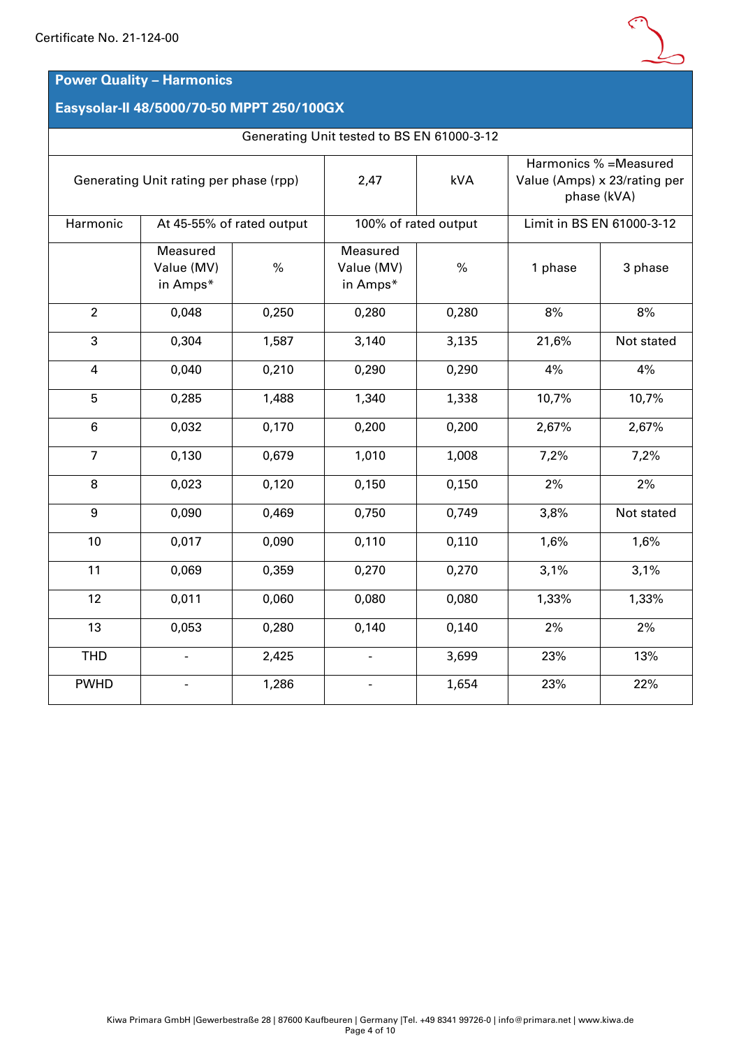Certificate No. 21-124-00

## Power Quality – Harmonics

## Easysolar-II 48/5000/70-50 MPPT 250/100GX

| Generating Unit tested to BS EN 61000-3-12 | | | | | | |
|---|---|---|---|---|---|---|
| Generating Unit rating per phase (rpp) | | | 2,47 | kVA | Harmonics % =Measured Value (Amps) x 23/rating per phase (kVA) | |
| Harmonic | At 45-55% of rated output | | 100% of rated output | | Limit in BS EN 61000-3-12 | |
| | Measured Value (MV) in Amps* | % | Measured Value (MV) in Amps* | % | 1 phase | 3 phase |
| 2 | 0,048 | 0,250 | 0,280 | 0,280 | 8% | 8% |
| 3 | 0,304 | 1,587 | 3,140 | 3,135 | 21,6% | Not stated |
| 4 | 0,040 | 0,210 | 0,290 | 0,290 | 4% | 4% |
| 5 | 0,285 | 1,488 | 1,340 | 1,338 | 10,7% | 10,7% |
| 6 | 0,032 | 0,170 | 0,200 | 0,200 | 2,67% | 2,67% |
| 7 | 0,130 | 0,679 | 1,010 | 1,008 | 7,2% | 7,2% |
| 8 | 0,023 | 0,120 | 0,150 | 0,150 | 2% | 2% |
| 9 | 0,090 | 0,469 | 0,750 | 0,749 | 3,8% | Not stated |
| 10 | 0,017 | 0,090 | 0,110 | 0,110 | 1,6% | 1,6% |
| 11 | 0,069 | 0,359 | 0,270 | 0,270 | 3,1% | 3,1% |
| 12 | 0,011 | 0,060 | 0,080 | 0,080 | 1,33% | 1,33% |
| 13 | 0,053 | 0,280 | 0,140 | 0,140 | 2% | 2% |
| THD | - | 2,425 | - | 3,699 | 23% | 13% |
| PWHD | - | 1,286 | - | 1,654 | 23% | 22% |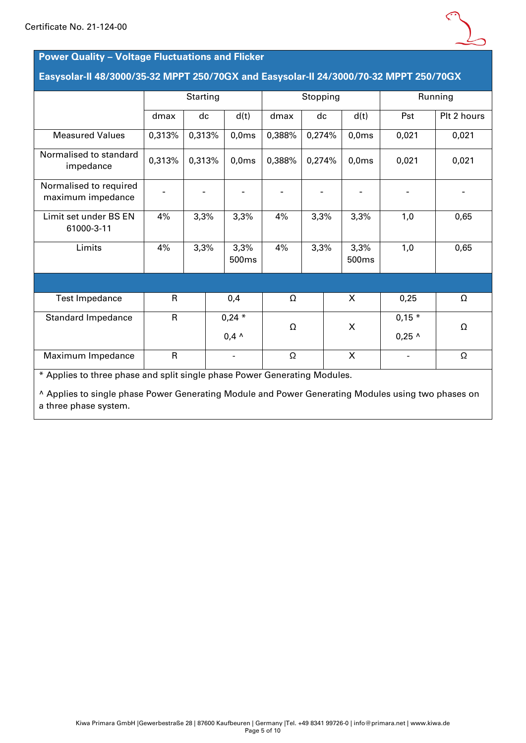Certificate No. 21-124-00

## Power Quality – Voltage Fluctuations and Flicker

## Easysolar-II 48/3000/35-32 MPPT 250/70GX and Easysolar-II 24/3000/70-32 MPPT 250/70GX

| | Starting | | | Stopping | | | Running | |
|---|---|---|---|---|---|---|---|---|
| | dmax | dc | d(t) | dmax | dc | d(t) | Pst | Plt 2 hours |
| Measured Values | 0,313% | 0,313% | 0,0ms | 0,388% | 0,274% | 0,0ms | 0,021 | 0,021 |
| Normalised to standard impedance | 0,313% | 0,313% | 0,0ms | 0,388% | 0,274% | 0,0ms | 0,021 | 0,021 |
| Normalised to required maximum impedance | - | - | - | - | - | - | - | - |
| Limit set under BS EN 61000-3-11 | 4% | 3,3% | 3,3% | 4% | 3,3% | 3,3% | 1,0 | 0,65 |
| Limits | 4% | 3,3% | 3,3% 500ms | 4% | 3,3% | 3,3% 500ms | 1,0 | 0,65 |

| | | | | | | |
|---|---|---|---|---|---|---|
| Test Impedance | R | 0,4 | Ω | X | 0,25 | Ω |
| Standard Impedance | R | 0,24 * <br> 0,4 ^ | Ω | X | 0,15 * <br> 0,25 ^ | Ω |
| Maximum Impedance | R | - | Ω | X | - | Ω |

* Applies to three phase and split single phase Power Generating Modules.

^ Applies to single phase Power Generating Module and Power Generating Modules using two phases on a three phase system.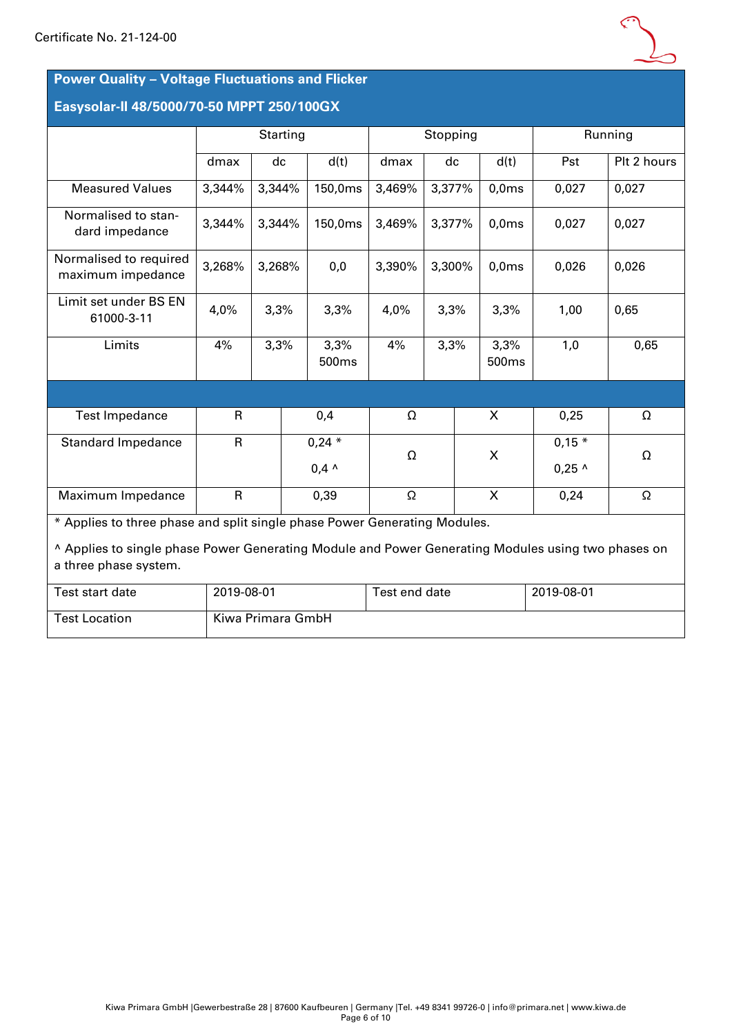## Power Quality – Voltage Fluctuations and Flicker

### Easysolar-II 48/5000/70-50 MPPT 250/100GX

| | Starting | | | Stopping | | | Running | |
|---|---|---|---|---|---|---|---|---|
| | dmax | dc | d(t) | dmax | dc | d(t) | Pst | Plt 2 hours |
| Measured Values | 3,344% | 3,344% | 150,0ms | 3,469% | 3,377% | 0,0ms | 0,027 | 0,027 |
| Normalised to standard impedance | 3,344% | 3,344% | 150,0ms | 3,469% | 3,377% | 0,0ms | 0,027 | 0,027 |
| Normalised to required maximum impedance | 3,268% | 3,268% | 0,0 | 3,390% | 3,300% | 0,0ms | 0,026 | 0,026 |
| Limit set under BS EN 61000-3-11 | 4,0% | 3,3% | 3,3% | 4,0% | 3,3% | 3,3% | 1,00 | 0,65 |
| Limits | 4% | 3,3% | 3,3% 500ms | 4% | 3,3% | 3,3% 500ms | 1,0 | 0,65 |

| | | | | | | |
|---|---|---|---|---|---|---|
| Test Impedance | R | 0,4 | Ω | X | 0,25 | Ω |
| Standard Impedance | R | 0,24 * <br> 0,4 ^ | Ω | X | 0,15 * <br> 0,25 ^ | Ω |
| Maximum Impedance | R | 0,39 | Ω | X | 0,24 | Ω |

* Applies to three phase and split single phase Power Generating Modules.

^ Applies to single phase Power Generating Module and Power Generating Modules using two phases on a three phase system.

| | | | |
|---|---|---|---|
| Test start date | 2019-08-01 | Test end date | 2019-08-01 |
| Test Location | Kiwa Primara GmbH | | |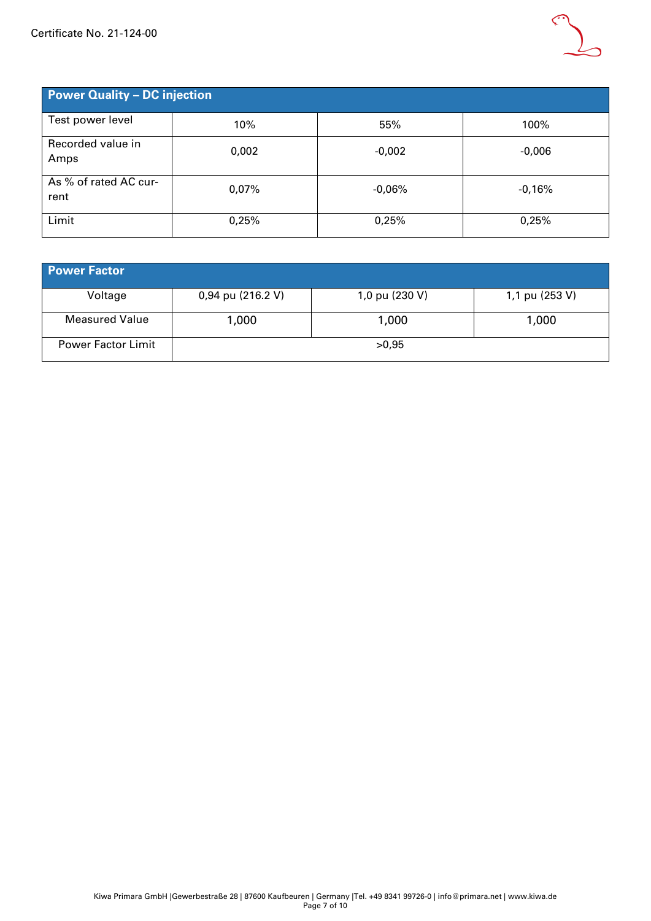| Power Quality – DC injection | | | |
|---|---|---|---|
| Test power level | 10% | 55% | 100% |
| Recorded value in Amps | 0,002 | -0,002 | -0,006 |
| As % of rated AC current | 0,07% | -0,06% | -0,16% |
| Limit | 0,25% | 0,25% | 0,25% |

| Power Factor | | | |
|---|---|---|---|
| Voltage | 0,94 pu (216.2 V) | 1,0 pu (230 V) | 1,1 pu (253 V) |
| Measured Value | 1,000 | 1,000 | 1,000 |
| Power Factor Limit | >0,95 | | |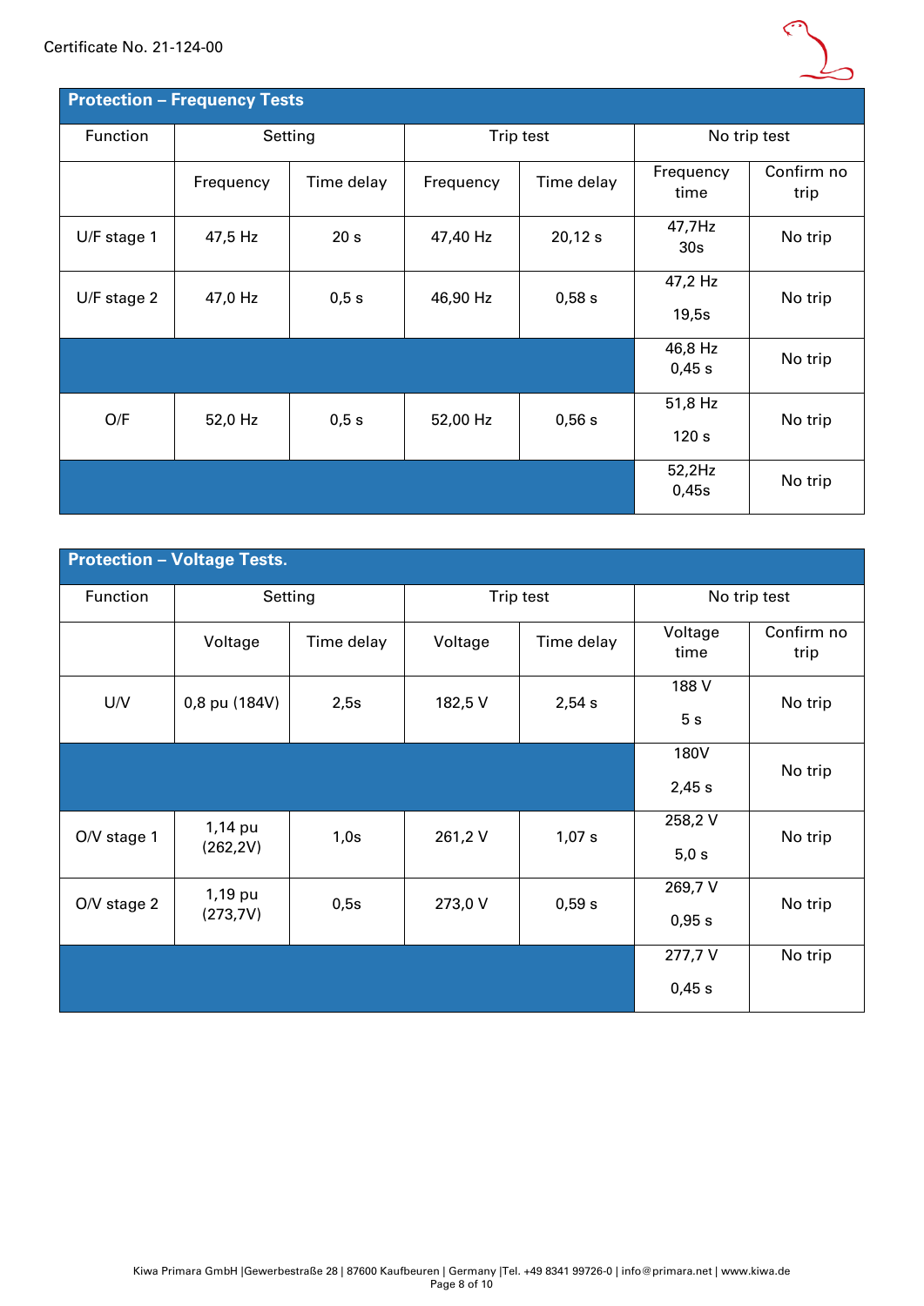Certificate No. 21-124-00

| Protection – Frequency Tests | | | | | | |
|---|---|---|---|---|---|---|
| Function | Setting | | Trip test | | No trip test | |
| | Frequency | Time delay | Frequency | Time delay | Frequency time | Confirm no trip |
| U/F stage 1 | 47,5 Hz | 20 s | 47,40 Hz | 20,12 s | 47,7Hz 30s | No trip |
| U/F stage 2 | 47,0 Hz | 0,5 s | 46,90 Hz | 0,58 s | 47,2 Hz 19,5s | No trip |
| | | | | | 46,8 Hz 0,45 s | No trip |
| O/F | 52,0 Hz | 0,5 s | 52,00 Hz | 0,56 s | 51,8 Hz 120 s | No trip |
| | | | | | 52,2Hz 0,45s | No trip |

| Protection – Voltage Tests. | | | | | | |
|---|---|---|---|---|---|---|
| Function | Setting | | Trip test | | No trip test | |
| | Voltage | Time delay | Voltage | Time delay | Voltage time | Confirm no trip |
| U/V | 0,8 pu (184V) | 2,5s | 182,5 V | 2,54 s | 188 V 5 s | No trip |
| | | | | | 180V 2,45 s | No trip |
| O/V stage 1 | 1,14 pu (262,2V) | 1,0s | 261,2 V | 1,07 s | 258,2 V 5,0 s | No trip |
| O/V stage 2 | 1,19 pu (273,7V) | 0,5s | 273,0 V | 0,59 s | 269,7 V 0,95 s | No trip |
| | | | | | 277,7 V 0,45 s | No trip |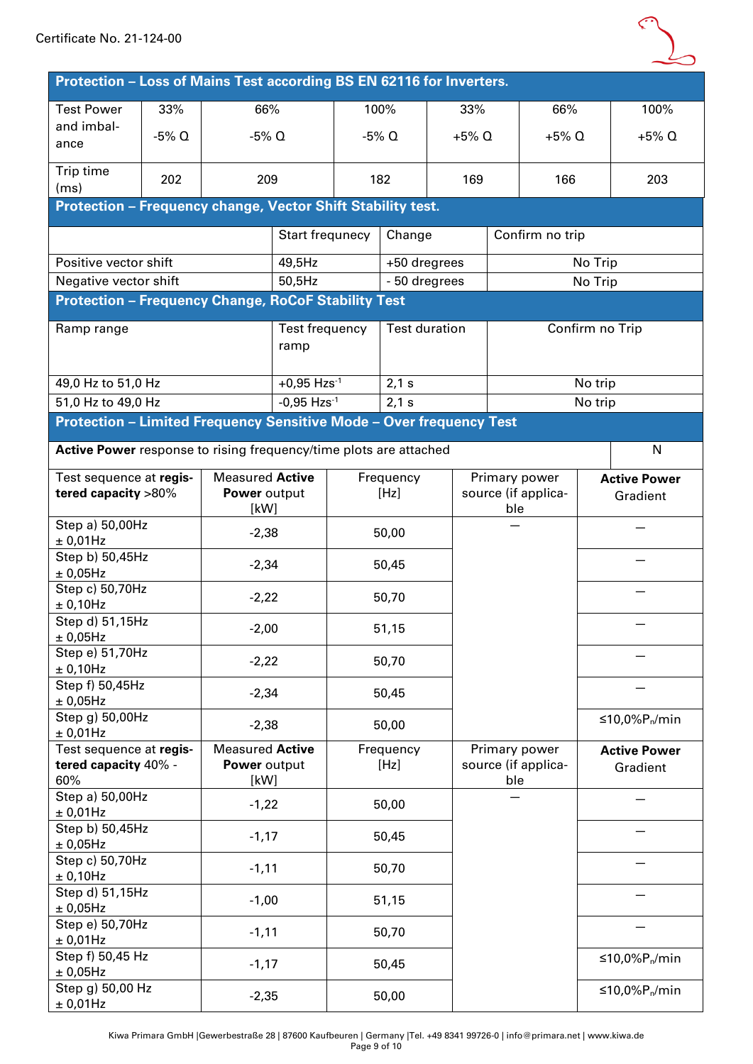Certificate No. 21-124-00

| Protection – Loss of Mains Test according BS EN 62116 for Inverters. | | | | | | |
|---|---|---|---|---|---|---|
| Test Power and imbalance | 33%<br>-5% Q | 66%<br>-5% Q | 100%<br>-5% Q | 33%<br>+5% Q | 66%<br>+5% Q | 100%<br>+5% Q |
| Trip time (ms) | 202 | 209 | 182 | 169 | 166 | 203 |

| Protection – Frequency change, Vector Shift Stability test. | | | |
|---|---|---|---|
| | Start frequnecy | Change | Confirm no trip |
| Positive vector shift | 49,5Hz | +50 dregrees | No Trip |
| Negative vector shift | 50,5Hz | - 50 dregrees | No Trip |

| Protection – Frequency Change, RoCoF Stability Test | | | |
|---|---|---|---|
| Ramp range | Test frequency ramp | Test duration | Confirm no Trip |
| 49,0 Hz to 51,0 Hz | +0,95 $Hzs^{-1}$ | 2,1 s | No trip |
| 51,0 Hz to 49,0 Hz | -0,95 $Hzs^{-1}$ | 2,1 s | No trip |

| Protection – Limited Frequency Sensitive Mode – Over frequency Test | | | | |
|---|---|---|---|---|
| **Active Power** response to rising frequency/time plots are attached | | | | N |
| Test sequence at **registered capacity** >80% | Measured **Active Power** output [kW] | Frequency [Hz] | Primary power source (if applicable | **Active Power** Gradient |
| Step a) 50,00Hz ± 0,01Hz | -2,38 | 50,00 | — | — |
| Step b) 50,45Hz ± 0,05Hz | -2,34 | 50,45 | | — |
| Step c) 50,70Hz ± 0,10Hz | -2,22 | 50,70 | | — |
| Step d) 51,15Hz ± 0,05Hz | -2,00 | 51,15 | | — |
| Step e) 51,70Hz ± 0,10Hz | -2,22 | 50,70 | | — |
| Step f) 50,45Hz ± 0,05Hz | -2,34 | 50,45 | | — |
| Step g) 50,00Hz ± 0,01Hz | -2,38 | 50,00 | | ≤10,0%$P_n$/min |
| Test sequence at **registered capacity** 40% - 60% | Measured **Active Power** output [kW] | Frequency [Hz] | Primary power source (if applicable | **Active Power** Gradient |
| Step a) 50,00Hz ± 0,01Hz | -1,22 | 50,00 | — | — |
| Step b) 50,45Hz ± 0,05Hz | -1,17 | 50,45 | | — |
| Step c) 50,70Hz ± 0,10Hz | -1,11 | 50,70 | | — |
| Step d) 51,15Hz ± 0,05Hz | -1,00 | 51,15 | | — |
| Step e) 50,70Hz ± 0,01Hz | -1,11 | 50,70 | | — |
| Step f) 50,45 Hz ± 0,05Hz | -1,17 | 50,45 | | ≤10,0%$P_n$/min |
| Step g) 50,00 Hz ± 0,01Hz | -2,35 | 50,00 | | ≤10,0%$P_n$/min |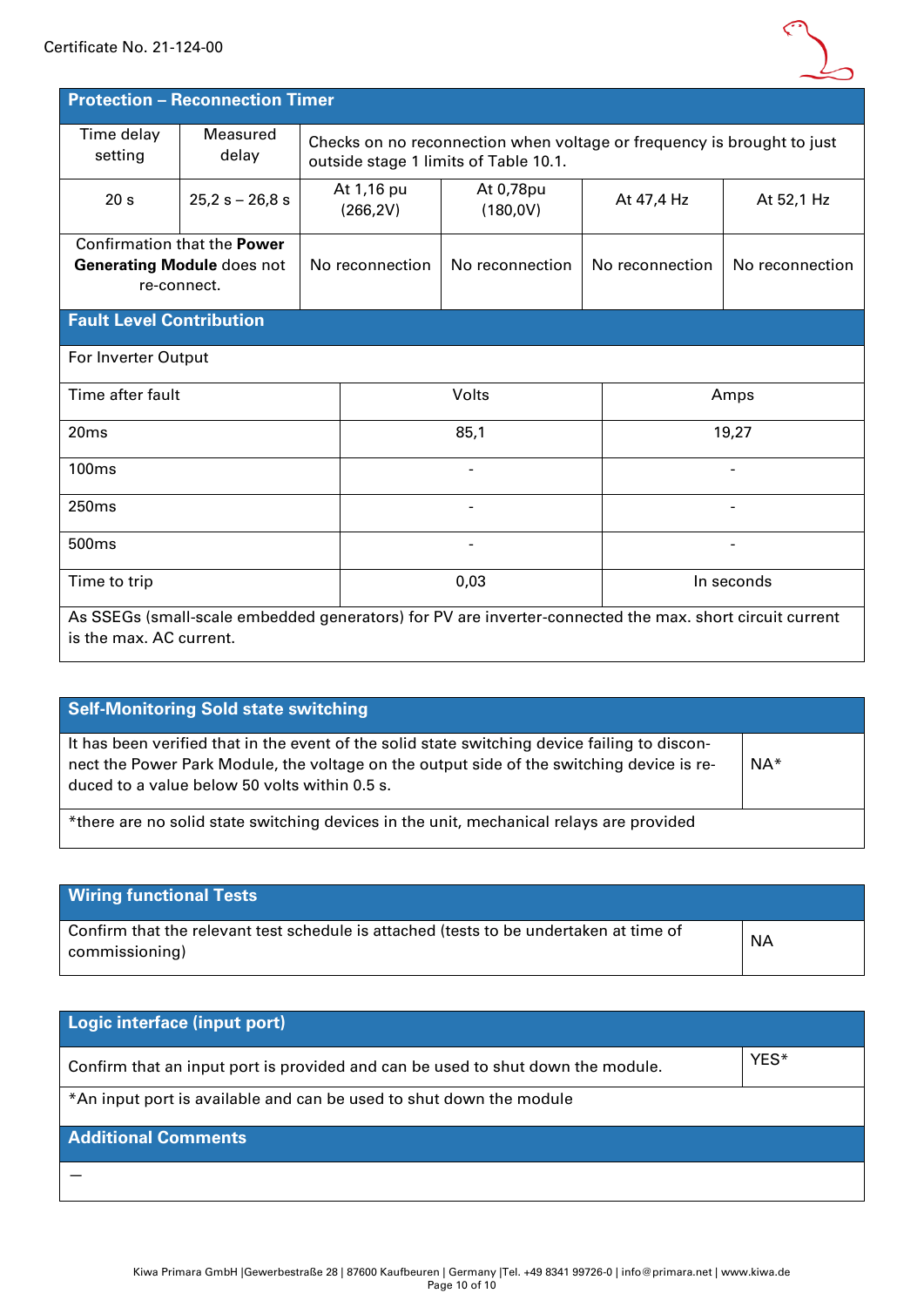Certificate No. 21-124-00

## Protection – Reconnection Timer

| Time delay setting | Measured delay | Checks on no reconnection when voltage or frequency is brought to just outside stage 1 limits of Table 10.1. | | | |
|---|---|---|---|---|---|
| 20 s | 25,2 s – 26,8 s | At 1,16 pu (266,2V) | At 0,78pu (180,0V) | At 47,4 Hz | At 52,1 Hz |
| Confirmation that the **Power Generating Module** does not re-connect. | | No reconnection | No reconnection | No reconnection | No reconnection |

## Fault Level Contribution

For Inverter Output

| Time after fault | Volts | Amps |
|---|---|---|
| 20ms | 85,1 | 19,27 |
| 100ms | - | - |
| 250ms | - | - |
| 500ms | - | - |
| Time to trip | 0,03 | In seconds |

As SSEGs (small-scale embedded generators) for PV are inverter-connected the max. short circuit current is the max. AC current.

## Self-Monitoring Sold state switching

| | |
|---|---|
| It has been verified that in the event of the solid state switching device failing to disconnect the Power Park Module, the voltage on the output side of the switching device is reduced to a value below 50 volts within 0.5 s. | NA* |

*there are no solid state switching devices in the unit, mechanical relays are provided

## Wiring functional Tests

| | |
|---|---|
| Confirm that the relevant test schedule is attached (tests to be undertaken at time of commissioning) | NA |

## Logic interface (input port)

| | |
|---|---|
| Confirm that an input port is provided and can be used to shut down the module. | YES* |

*An input port is available and can be used to shut down the module

## Additional Comments

—